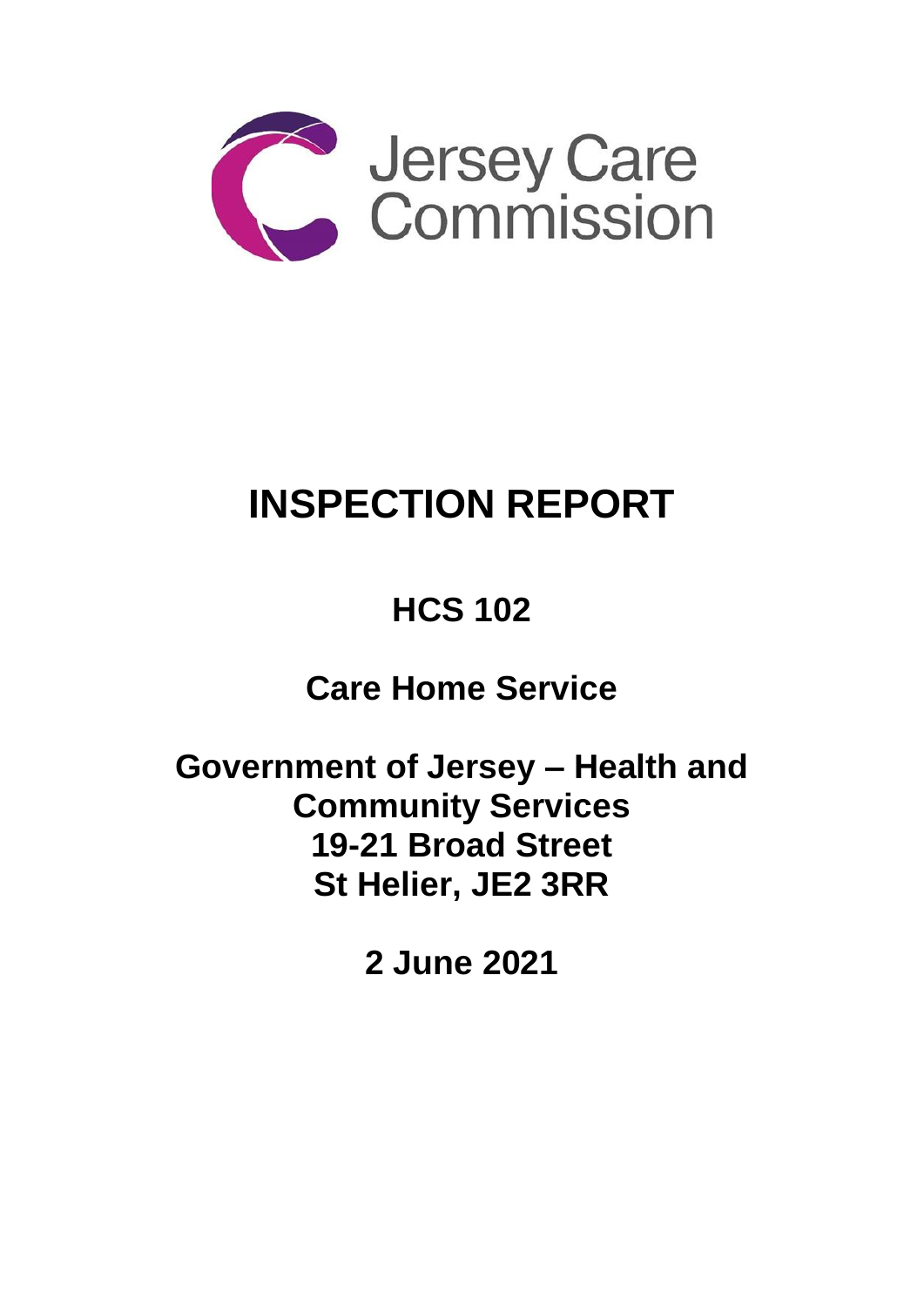Jersey Care Commission

# INSPECTION REPORT

## HCS 102

## Care Home Service

## Government of Jersey – Health and Community Services
## 19-21 Broad Street
## St Helier, JE2 3RR

## 2 June 2021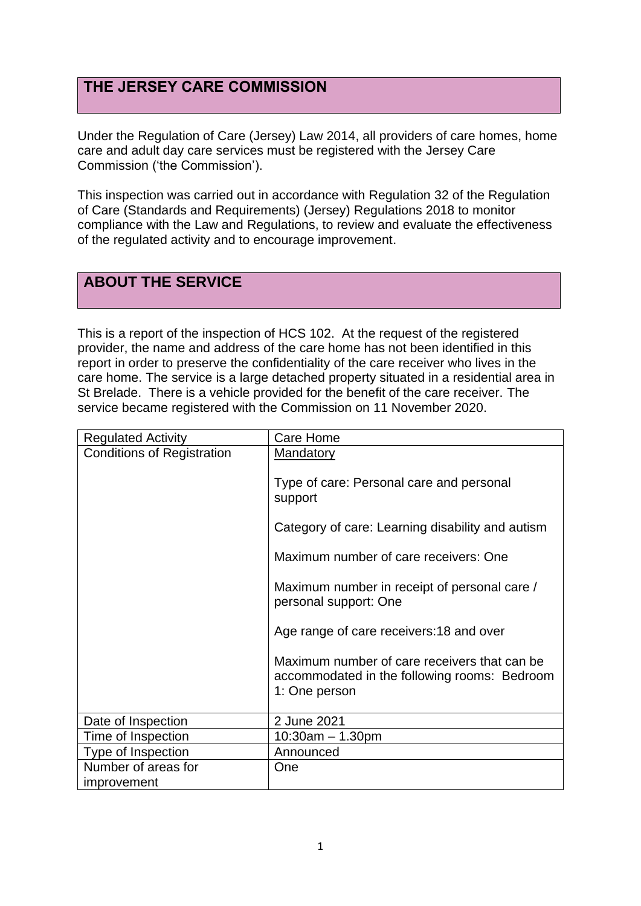## THE JERSEY CARE COMMISSION

Under the Regulation of Care (Jersey) Law 2014, all providers of care homes, home care and adult day care services must be registered with the Jersey Care Commission ('the Commission').

This inspection was carried out in accordance with Regulation 32 of the Regulation of Care (Standards and Requirements) (Jersey) Regulations 2018 to monitor compliance with the Law and Regulations, to review and evaluate the effectiveness of the regulated activity and to encourage improvement.

## ABOUT THE SERVICE

This is a report of the inspection of HCS 102. At the request of the registered provider, the name and address of the care home has not been identified in this report in order to preserve the confidentiality of the care receiver who lives in the care home. The service is a large detached property situated in a residential area in St Brelade. There is a vehicle provided for the benefit of the care receiver. The service became registered with the Commission on 11 November 2020.

| Regulated Activity | Care Home |
|---|---|
| Conditions of Registration | <u>Mandatory</u><br><br>Type of care: Personal care and personal support<br><br>Category of care: Learning disability and autism<br><br>Maximum number of care receivers: One<br><br>Maximum number in receipt of personal care / personal support: One<br><br>Age range of care receivers:18 and over<br><br>Maximum number of care receivers that can be accommodated in the following rooms: Bedroom 1: One person |
| Date of Inspection | 2 June 2021 |
| Time of Inspection | 10:30am – 1.30pm |
| Type of Inspection | Announced |
| Number of areas for improvement | One |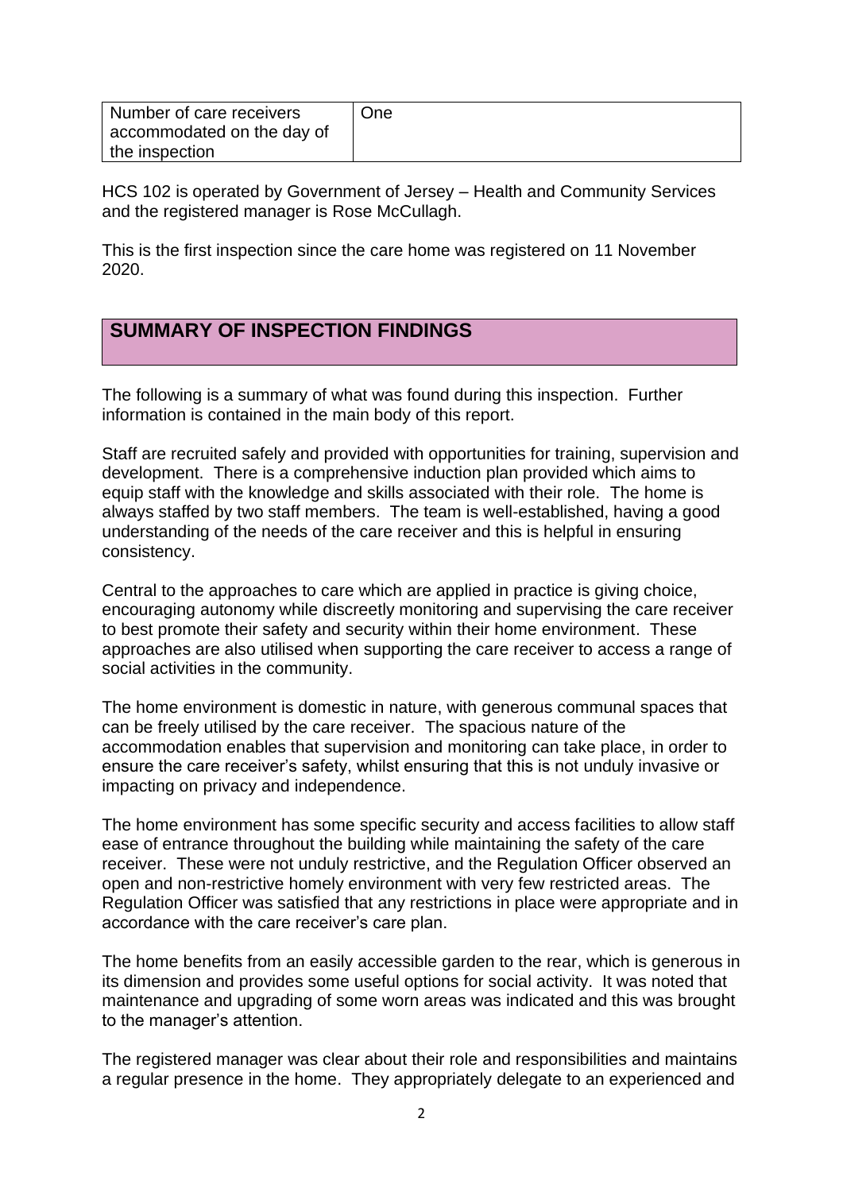| Number of care receivers accommodated on the day of the inspection | One |
|---|---|

HCS 102 is operated by Government of Jersey – Health and Community Services and the registered manager is Rose McCullagh.

This is the first inspection since the care home was registered on 11 November 2020.

## SUMMARY OF INSPECTION FINDINGS

The following is a summary of what was found during this inspection. Further information is contained in the main body of this report.

Staff are recruited safely and provided with opportunities for training, supervision and development. There is a comprehensive induction plan provided which aims to equip staff with the knowledge and skills associated with their role. The home is always staffed by two staff members. The team is well-established, having a good understanding of the needs of the care receiver and this is helpful in ensuring consistency.

Central to the approaches to care which are applied in practice is giving choice, encouraging autonomy while discreetly monitoring and supervising the care receiver to best promote their safety and security within their home environment. These approaches are also utilised when supporting the care receiver to access a range of social activities in the community.

The home environment is domestic in nature, with generous communal spaces that can be freely utilised by the care receiver. The spacious nature of the accommodation enables that supervision and monitoring can take place, in order to ensure the care receiver's safety, whilst ensuring that this is not unduly invasive or impacting on privacy and independence.

The home environment has some specific security and access facilities to allow staff ease of entrance throughout the building while maintaining the safety of the care receiver. These were not unduly restrictive, and the Regulation Officer observed an open and non-restrictive homely environment with very few restricted areas. The Regulation Officer was satisfied that any restrictions in place were appropriate and in accordance with the care receiver's care plan.

The home benefits from an easily accessible garden to the rear, which is generous in its dimension and provides some useful options for social activity. It was noted that maintenance and upgrading of some worn areas was indicated and this was brought to the manager's attention.

The registered manager was clear about their role and responsibilities and maintains a regular presence in the home. They appropriately delegate to an experienced and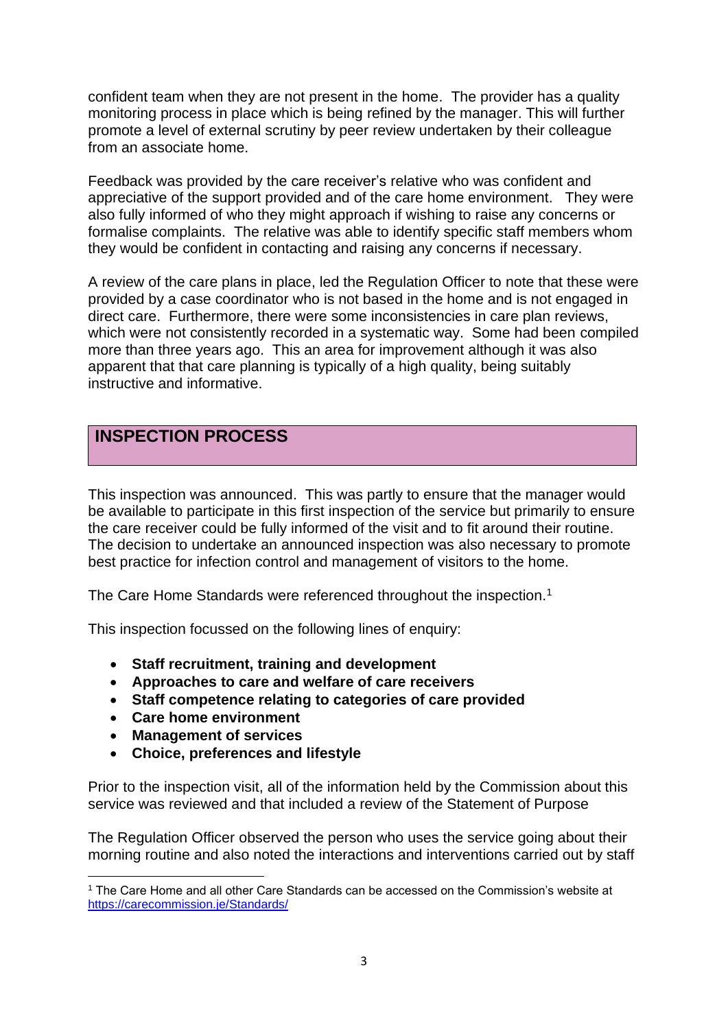confident team when they are not present in the home. The provider has a quality monitoring process in place which is being refined by the manager. This will further promote a level of external scrutiny by peer review undertaken by their colleague from an associate home.

Feedback was provided by the care receiver's relative who was confident and appreciative of the support provided and of the care home environment. They were also fully informed of who they might approach if wishing to raise any concerns or formalise complaints. The relative was able to identify specific staff members whom they would be confident in contacting and raising any concerns if necessary.

A review of the care plans in place, led the Regulation Officer to note that these were provided by a case coordinator who is not based in the home and is not engaged in direct care. Furthermore, there were some inconsistencies in care plan reviews, which were not consistently recorded in a systematic way. Some had been compiled more than three years ago. This an area for improvement although it was also apparent that that care planning is typically of a high quality, being suitably instructive and informative.

## INSPECTION PROCESS

This inspection was announced. This was partly to ensure that the manager would be available to participate in this first inspection of the service but primarily to ensure the care receiver could be fully informed of the visit and to fit around their routine. The decision to undertake an announced inspection was also necessary to promote best practice for infection control and management of visitors to the home.

The Care Home Standards were referenced throughout the inspection.[1]

This inspection focussed on the following lines of enquiry:

- **Staff recruitment, training and development**
- **Approaches to care and welfare of care receivers**
- **Staff competence relating to categories of care provided**
- **Care home environment**
- **Management of services**
- **Choice, preferences and lifestyle**

Prior to the inspection visit, all of the information held by the Commission about this service was reviewed and that included a review of the Statement of Purpose

The Regulation Officer observed the person who uses the service going about their morning routine and also noted the interactions and interventions carried out by staff

[1] The Care Home and all other Care Standards can be accessed on the Commission's website at https://carecommission.je/Standards/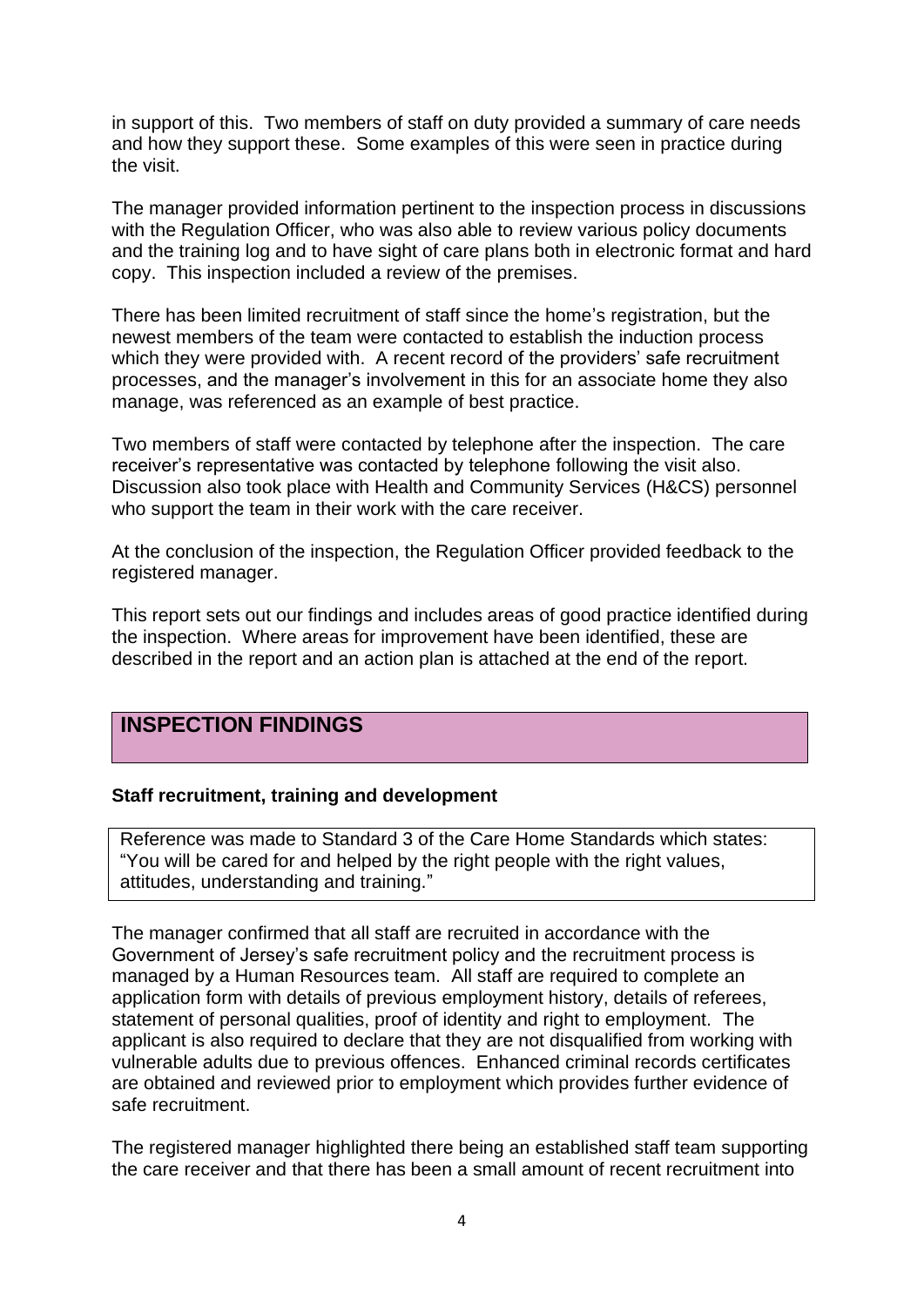in support of this. Two members of staff on duty provided a summary of care needs and how they support these. Some examples of this were seen in practice during the visit.

The manager provided information pertinent to the inspection process in discussions with the Regulation Officer, who was also able to review various policy documents and the training log and to have sight of care plans both in electronic format and hard copy. This inspection included a review of the premises.

There has been limited recruitment of staff since the home's registration, but the newest members of the team were contacted to establish the induction process which they were provided with. A recent record of the providers' safe recruitment processes, and the manager's involvement in this for an associate home they also manage, was referenced as an example of best practice.

Two members of staff were contacted by telephone after the inspection. The care receiver's representative was contacted by telephone following the visit also. Discussion also took place with Health and Community Services (H&CS) personnel who support the team in their work with the care receiver.

At the conclusion of the inspection, the Regulation Officer provided feedback to the registered manager.

This report sets out our findings and includes areas of good practice identified during the inspection. Where areas for improvement have been identified, these are described in the report and an action plan is attached at the end of the report.

## INSPECTION FINDINGS

### Staff recruitment, training and development

Reference was made to Standard 3 of the Care Home Standards which states: "You will be cared for and helped by the right people with the right values, attitudes, understanding and training."

The manager confirmed that all staff are recruited in accordance with the Government of Jersey's safe recruitment policy and the recruitment process is managed by a Human Resources team. All staff are required to complete an application form with details of previous employment history, details of referees, statement of personal qualities, proof of identity and right to employment. The applicant is also required to declare that they are not disqualified from working with vulnerable adults due to previous offences. Enhanced criminal records certificates are obtained and reviewed prior to employment which provides further evidence of safe recruitment.

The registered manager highlighted there being an established staff team supporting the care receiver and that there has been a small amount of recent recruitment into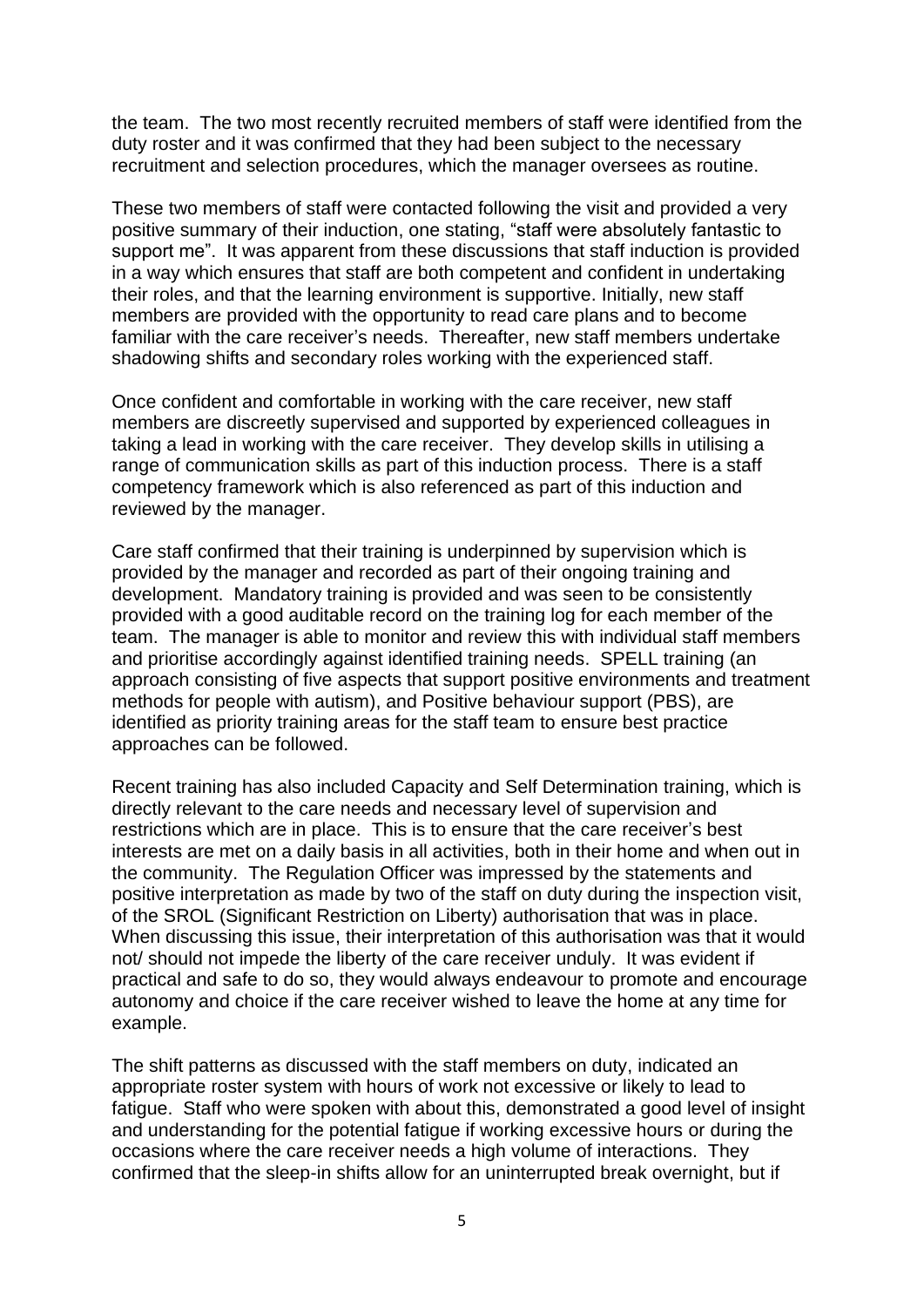the team. The two most recently recruited members of staff were identified from the duty roster and it was confirmed that they had been subject to the necessary recruitment and selection procedures, which the manager oversees as routine.

These two members of staff were contacted following the visit and provided a very positive summary of their induction, one stating, "staff were absolutely fantastic to support me". It was apparent from these discussions that staff induction is provided in a way which ensures that staff are both competent and confident in undertaking their roles, and that the learning environment is supportive. Initially, new staff members are provided with the opportunity to read care plans and to become familiar with the care receiver's needs. Thereafter, new staff members undertake shadowing shifts and secondary roles working with the experienced staff.

Once confident and comfortable in working with the care receiver, new staff members are discreetly supervised and supported by experienced colleagues in taking a lead in working with the care receiver. They develop skills in utilising a range of communication skills as part of this induction process. There is a staff competency framework which is also referenced as part of this induction and reviewed by the manager.

Care staff confirmed that their training is underpinned by supervision which is provided by the manager and recorded as part of their ongoing training and development. Mandatory training is provided and was seen to be consistently provided with a good auditable record on the training log for each member of the team. The manager is able to monitor and review this with individual staff members and prioritise accordingly against identified training needs. SPELL training (an approach consisting of five aspects that support positive environments and treatment methods for people with autism), and Positive behaviour support (PBS), are identified as priority training areas for the staff team to ensure best practice approaches can be followed.

Recent training has also included Capacity and Self Determination training, which is directly relevant to the care needs and necessary level of supervision and restrictions which are in place. This is to ensure that the care receiver's best interests are met on a daily basis in all activities, both in their home and when out in the community. The Regulation Officer was impressed by the statements and positive interpretation as made by two of the staff on duty during the inspection visit, of the SROL (Significant Restriction on Liberty) authorisation that was in place. When discussing this issue, their interpretation of this authorisation was that it would not/ should not impede the liberty of the care receiver unduly. It was evident if practical and safe to do so, they would always endeavour to promote and encourage autonomy and choice if the care receiver wished to leave the home at any time for example.

The shift patterns as discussed with the staff members on duty, indicated an appropriate roster system with hours of work not excessive or likely to lead to fatigue. Staff who were spoken with about this, demonstrated a good level of insight and understanding for the potential fatigue if working excessive hours or during the occasions where the care receiver needs a high volume of interactions. They confirmed that the sleep-in shifts allow for an uninterrupted break overnight, but if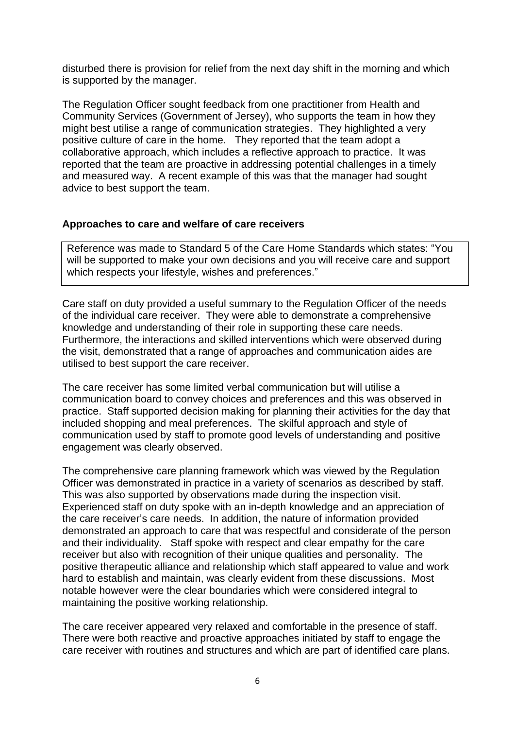disturbed there is provision for relief from the next day shift in the morning and which is supported by the manager.

The Regulation Officer sought feedback from one practitioner from Health and Community Services (Government of Jersey), who supports the team in how they might best utilise a range of communication strategies. They highlighted a very positive culture of care in the home. They reported that the team adopt a collaborative approach, which includes a reflective approach to practice. It was reported that the team are proactive in addressing potential challenges in a timely and measured way. A recent example of this was that the manager had sought advice to best support the team.

## Approaches to care and welfare of care receivers

Reference was made to Standard 5 of the Care Home Standards which states: "You will be supported to make your own decisions and you will receive care and support which respects your lifestyle, wishes and preferences."

Care staff on duty provided a useful summary to the Regulation Officer of the needs of the individual care receiver. They were able to demonstrate a comprehensive knowledge and understanding of their role in supporting these care needs. Furthermore, the interactions and skilled interventions which were observed during the visit, demonstrated that a range of approaches and communication aides are utilised to best support the care receiver.

The care receiver has some limited verbal communication but will utilise a communication board to convey choices and preferences and this was observed in practice. Staff supported decision making for planning their activities for the day that included shopping and meal preferences. The skilful approach and style of communication used by staff to promote good levels of understanding and positive engagement was clearly observed.

The comprehensive care planning framework which was viewed by the Regulation Officer was demonstrated in practice in a variety of scenarios as described by staff. This was also supported by observations made during the inspection visit. Experienced staff on duty spoke with an in-depth knowledge and an appreciation of the care receiver's care needs. In addition, the nature of information provided demonstrated an approach to care that was respectful and considerate of the person and their individuality. Staff spoke with respect and clear empathy for the care receiver but also with recognition of their unique qualities and personality. The positive therapeutic alliance and relationship which staff appeared to value and work hard to establish and maintain, was clearly evident from these discussions. Most notable however were the clear boundaries which were considered integral to maintaining the positive working relationship.

The care receiver appeared very relaxed and comfortable in the presence of staff. There were both reactive and proactive approaches initiated by staff to engage the care receiver with routines and structures and which are part of identified care plans.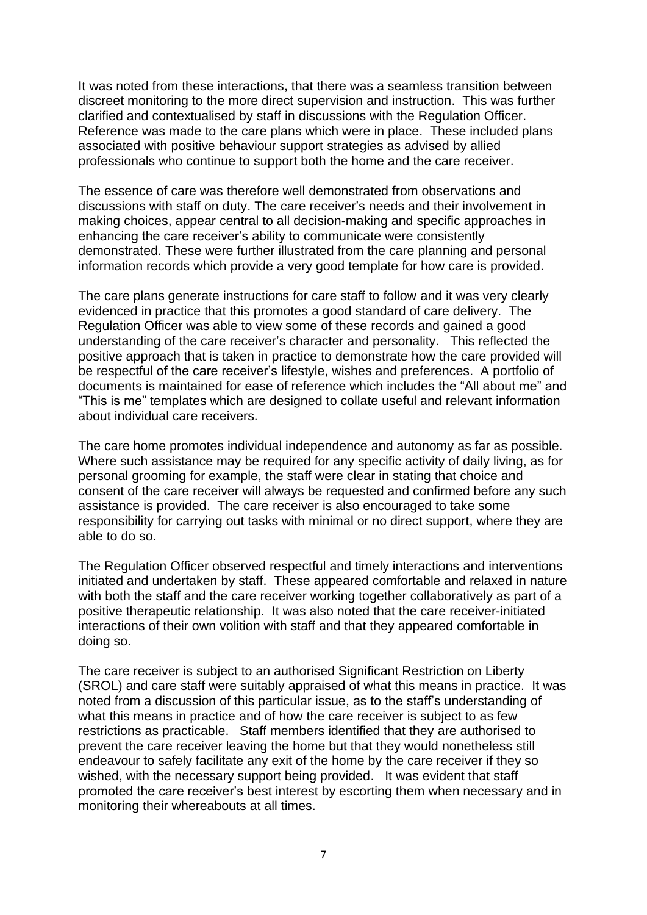It was noted from these interactions, that there was a seamless transition between discreet monitoring to the more direct supervision and instruction. This was further clarified and contextualised by staff in discussions with the Regulation Officer. Reference was made to the care plans which were in place. These included plans associated with positive behaviour support strategies as advised by allied professionals who continue to support both the home and the care receiver.

The essence of care was therefore well demonstrated from observations and discussions with staff on duty. The care receiver's needs and their involvement in making choices, appear central to all decision-making and specific approaches in enhancing the care receiver's ability to communicate were consistently demonstrated. These were further illustrated from the care planning and personal information records which provide a very good template for how care is provided.

The care plans generate instructions for care staff to follow and it was very clearly evidenced in practice that this promotes a good standard of care delivery. The Regulation Officer was able to view some of these records and gained a good understanding of the care receiver's character and personality. This reflected the positive approach that is taken in practice to demonstrate how the care provided will be respectful of the care receiver's lifestyle, wishes and preferences. A portfolio of documents is maintained for ease of reference which includes the "All about me" and "This is me" templates which are designed to collate useful and relevant information about individual care receivers.

The care home promotes individual independence and autonomy as far as possible. Where such assistance may be required for any specific activity of daily living, as for personal grooming for example, the staff were clear in stating that choice and consent of the care receiver will always be requested and confirmed before any such assistance is provided. The care receiver is also encouraged to take some responsibility for carrying out tasks with minimal or no direct support, where they are able to do so.

The Regulation Officer observed respectful and timely interactions and interventions initiated and undertaken by staff. These appeared comfortable and relaxed in nature with both the staff and the care receiver working together collaboratively as part of a positive therapeutic relationship. It was also noted that the care receiver-initiated interactions of their own volition with staff and that they appeared comfortable in doing so.

The care receiver is subject to an authorised Significant Restriction on Liberty (SROL) and care staff were suitably appraised of what this means in practice. It was noted from a discussion of this particular issue, as to the staff's understanding of what this means in practice and of how the care receiver is subject to as few restrictions as practicable. Staff members identified that they are authorised to prevent the care receiver leaving the home but that they would nonetheless still endeavour to safely facilitate any exit of the home by the care receiver if they so wished, with the necessary support being provided. It was evident that staff promoted the care receiver's best interest by escorting them when necessary and in monitoring their whereabouts at all times.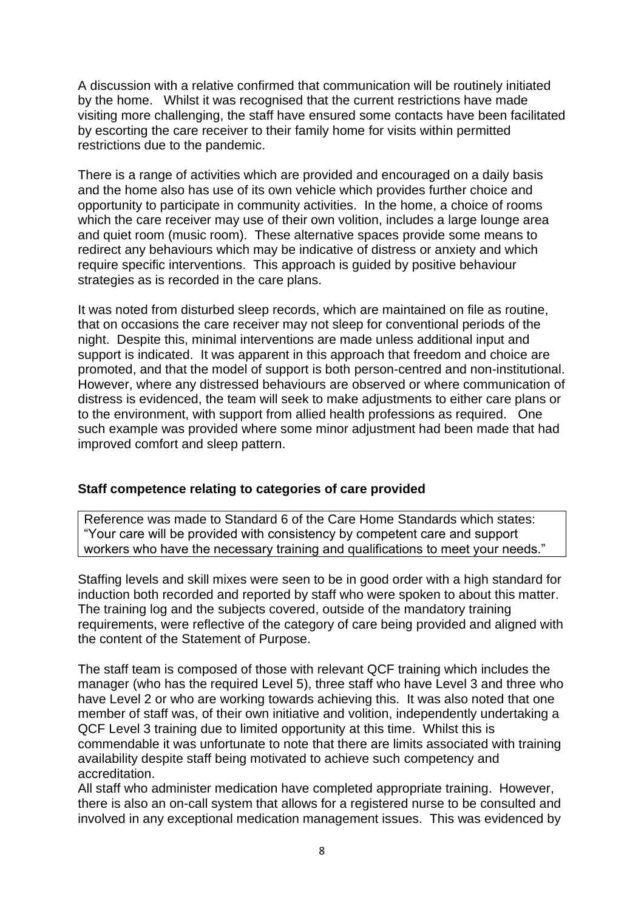A discussion with a relative confirmed that communication will be routinely initiated by the home. Whilst it was recognised that the current restrictions have made visiting more challenging, the staff have ensured some contacts have been facilitated by escorting the care receiver to their family home for visits within permitted restrictions due to the pandemic.

There is a range of activities which are provided and encouraged on a daily basis and the home also has use of its own vehicle which provides further choice and opportunity to participate in community activities. In the home, a choice of rooms which the care receiver may use of their own volition, includes a large lounge area and quiet room (music room). These alternative spaces provide some means to redirect any behaviours which may be indicative of distress or anxiety and which require specific interventions. This approach is guided by positive behaviour strategies as is recorded in the care plans.

It was noted from disturbed sleep records, which are maintained on file as routine, that on occasions the care receiver may not sleep for conventional periods of the night. Despite this, minimal interventions are made unless additional input and support is indicated. It was apparent in this approach that freedom and choice are promoted, and that the model of support is both person-centred and non-institutional. However, where any distressed behaviours are observed or where communication of distress is evidenced, the team will seek to make adjustments to either care plans or to the environment, with support from allied health professions as required. One such example was provided where some minor adjustment had been made that had improved comfort and sleep pattern.

### Staff competence relating to categories of care provided

Reference was made to Standard 6 of the Care Home Standards which states: "Your care will be provided with consistency by competent care and support workers who have the necessary training and qualifications to meet your needs."

Staffing levels and skill mixes were seen to be in good order with a high standard for induction both recorded and reported by staff who were spoken to about this matter. The training log and the subjects covered, outside of the mandatory training requirements, were reflective of the category of care being provided and aligned with the content of the Statement of Purpose.

The staff team is composed of those with relevant QCF training which includes the manager (who has the required Level 5), three staff who have Level 3 and three who have Level 2 or who are working towards achieving this. It was also noted that one member of staff was, of their own initiative and volition, independently undertaking a QCF Level 3 training due to limited opportunity at this time. Whilst this is commendable it was unfortunate to note that there are limits associated with training availability despite staff being motivated to achieve such competency and accreditation.

All staff who administer medication have completed appropriate training. However, there is also an on-call system that allows for a registered nurse to be consulted and involved in any exceptional medication management issues. This was evidenced by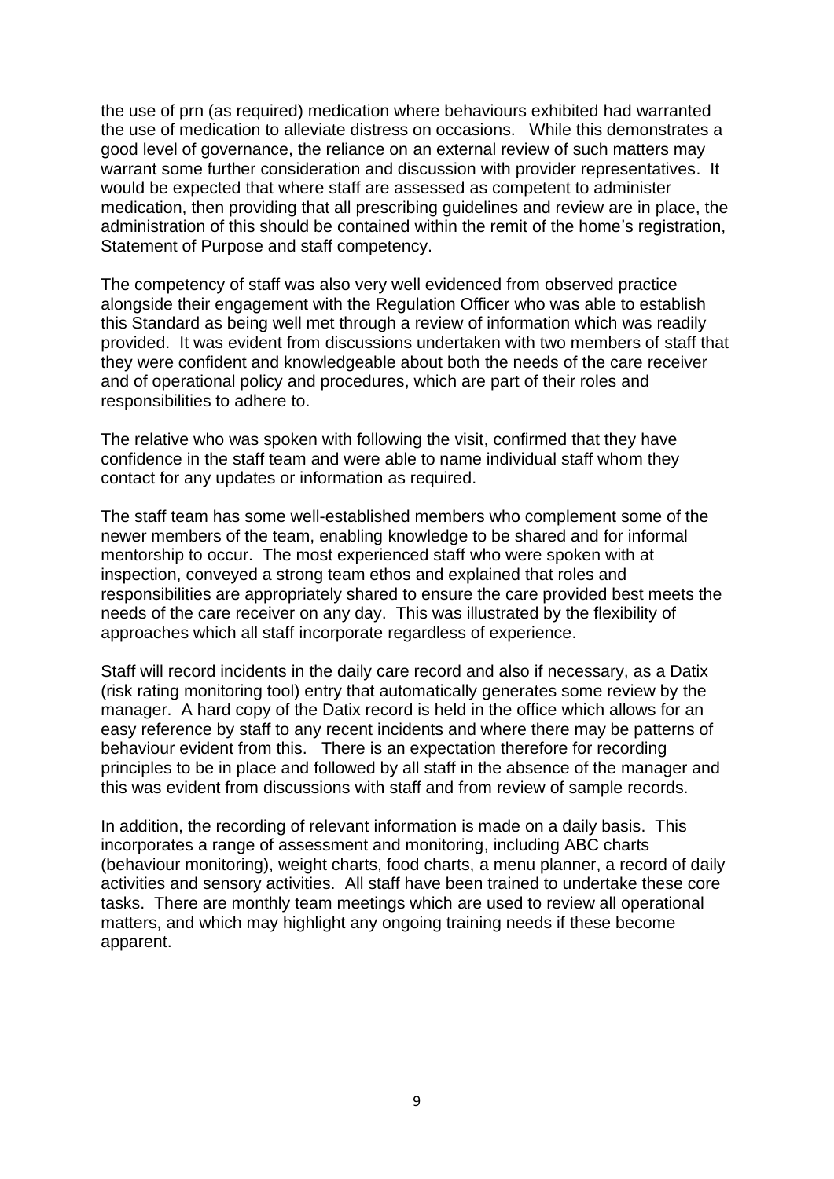the use of prn (as required) medication where behaviours exhibited had warranted the use of medication to alleviate distress on occasions. While this demonstrates a good level of governance, the reliance on an external review of such matters may warrant some further consideration and discussion with provider representatives. It would be expected that where staff are assessed as competent to administer medication, then providing that all prescribing guidelines and review are in place, the administration of this should be contained within the remit of the home's registration, Statement of Purpose and staff competency.

The competency of staff was also very well evidenced from observed practice alongside their engagement with the Regulation Officer who was able to establish this Standard as being well met through a review of information which was readily provided. It was evident from discussions undertaken with two members of staff that they were confident and knowledgeable about both the needs of the care receiver and of operational policy and procedures, which are part of their roles and responsibilities to adhere to.

The relative who was spoken with following the visit, confirmed that they have confidence in the staff team and were able to name individual staff whom they contact for any updates or information as required.

The staff team has some well-established members who complement some of the newer members of the team, enabling knowledge to be shared and for informal mentorship to occur. The most experienced staff who were spoken with at inspection, conveyed a strong team ethos and explained that roles and responsibilities are appropriately shared to ensure the care provided best meets the needs of the care receiver on any day. This was illustrated by the flexibility of approaches which all staff incorporate regardless of experience.

Staff will record incidents in the daily care record and also if necessary, as a Datix (risk rating monitoring tool) entry that automatically generates some review by the manager. A hard copy of the Datix record is held in the office which allows for an easy reference by staff to any recent incidents and where there may be patterns of behaviour evident from this. There is an expectation therefore for recording principles to be in place and followed by all staff in the absence of the manager and this was evident from discussions with staff and from review of sample records.

In addition, the recording of relevant information is made on a daily basis. This incorporates a range of assessment and monitoring, including ABC charts (behaviour monitoring), weight charts, food charts, a menu planner, a record of daily activities and sensory activities. All staff have been trained to undertake these core tasks. There are monthly team meetings which are used to review all operational matters, and which may highlight any ongoing training needs if these become apparent.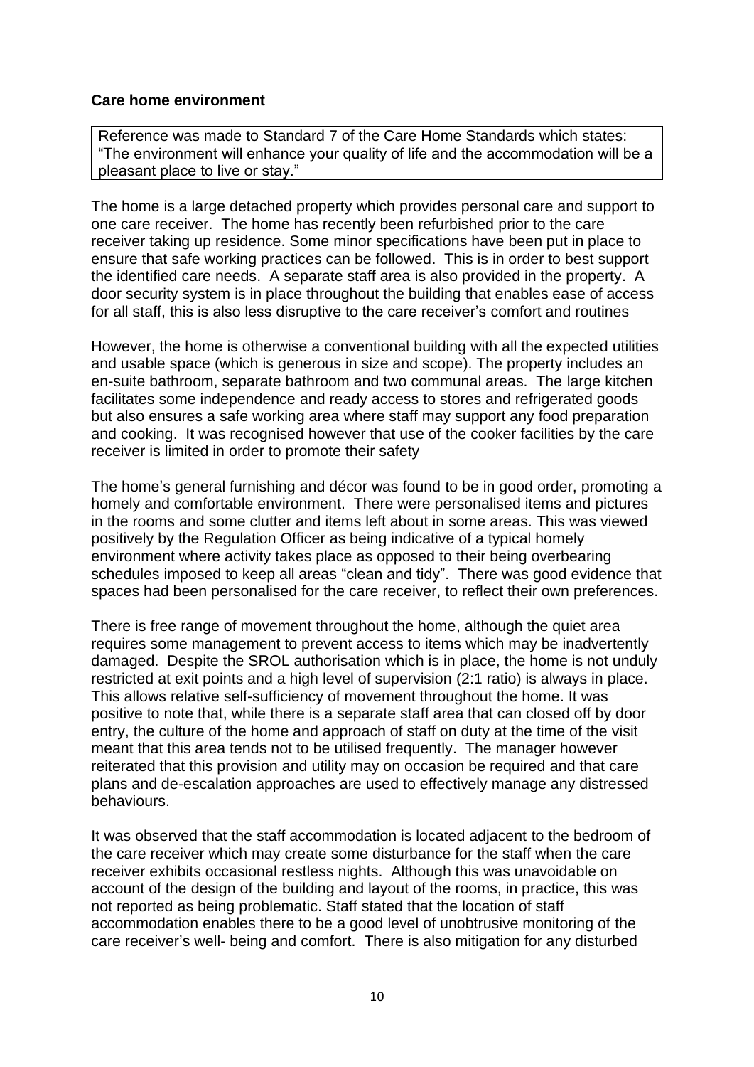**Care home environment**

Reference was made to Standard 7 of the Care Home Standards which states: "The environment will enhance your quality of life and the accommodation will be a pleasant place to live or stay."

The home is a large detached property which provides personal care and support to one care receiver. The home has recently been refurbished prior to the care receiver taking up residence. Some minor specifications have been put in place to ensure that safe working practices can be followed. This is in order to best support the identified care needs. A separate staff area is also provided in the property. A door security system is in place throughout the building that enables ease of access for all staff, this is also less disruptive to the care receiver's comfort and routines

However, the home is otherwise a conventional building with all the expected utilities and usable space (which is generous in size and scope). The property includes an en-suite bathroom, separate bathroom and two communal areas. The large kitchen facilitates some independence and ready access to stores and refrigerated goods but also ensures a safe working area where staff may support any food preparation and cooking. It was recognised however that use of the cooker facilities by the care receiver is limited in order to promote their safety

The home's general furnishing and décor was found to be in good order, promoting a homely and comfortable environment. There were personalised items and pictures in the rooms and some clutter and items left about in some areas. This was viewed positively by the Regulation Officer as being indicative of a typical homely environment where activity takes place as opposed to their being overbearing schedules imposed to keep all areas "clean and tidy". There was good evidence that spaces had been personalised for the care receiver, to reflect their own preferences.

There is free range of movement throughout the home, although the quiet area requires some management to prevent access to items which may be inadvertently damaged. Despite the SROL authorisation which is in place, the home is not unduly restricted at exit points and a high level of supervision (2:1 ratio) is always in place. This allows relative self-sufficiency of movement throughout the home. It was positive to note that, while there is a separate staff area that can closed off by door entry, the culture of the home and approach of staff on duty at the time of the visit meant that this area tends not to be utilised frequently. The manager however reiterated that this provision and utility may on occasion be required and that care plans and de-escalation approaches are used to effectively manage any distressed behaviours.

It was observed that the staff accommodation is located adjacent to the bedroom of the care receiver which may create some disturbance for the staff when the care receiver exhibits occasional restless nights. Although this was unavoidable on account of the design of the building and layout of the rooms, in practice, this was not reported as being problematic. Staff stated that the location of staff accommodation enables there to be a good level of unobtrusive monitoring of the care receiver's well- being and comfort. There is also mitigation for any disturbed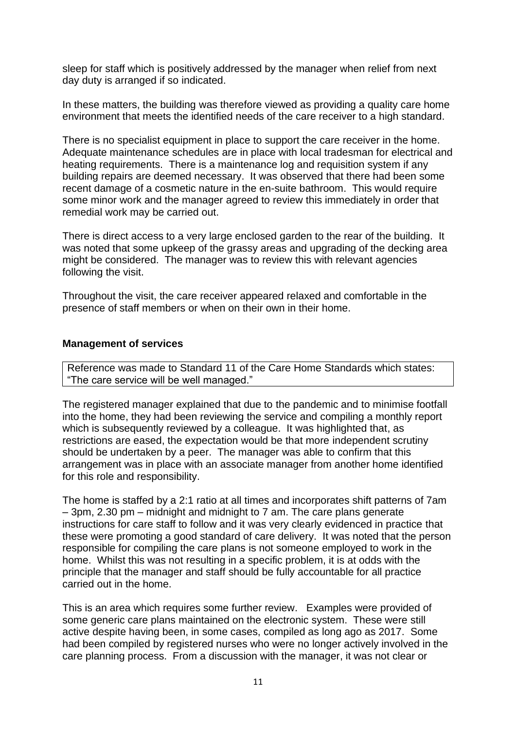sleep for staff which is positively addressed by the manager when relief from next day duty is arranged if so indicated.

In these matters, the building was therefore viewed as providing a quality care home environment that meets the identified needs of the care receiver to a high standard.

There is no specialist equipment in place to support the care receiver in the home. Adequate maintenance schedules are in place with local tradesman for electrical and heating requirements. There is a maintenance log and requisition system if any building repairs are deemed necessary. It was observed that there had been some recent damage of a cosmetic nature in the en-suite bathroom. This would require some minor work and the manager agreed to review this immediately in order that remedial work may be carried out.

There is direct access to a very large enclosed garden to the rear of the building. It was noted that some upkeep of the grassy areas and upgrading of the decking area might be considered. The manager was to review this with relevant agencies following the visit.

Throughout the visit, the care receiver appeared relaxed and comfortable in the presence of staff members or when on their own in their home.

**Management of services**

Reference was made to Standard 11 of the Care Home Standards which states: "The care service will be well managed."

The registered manager explained that due to the pandemic and to minimise footfall into the home, they had been reviewing the service and compiling a monthly report which is subsequently reviewed by a colleague. It was highlighted that, as restrictions are eased, the expectation would be that more independent scrutiny should be undertaken by a peer. The manager was able to confirm that this arrangement was in place with an associate manager from another home identified for this role and responsibility.

The home is staffed by a 2:1 ratio at all times and incorporates shift patterns of 7am – 3pm, 2.30 pm – midnight and midnight to 7 am. The care plans generate instructions for care staff to follow and it was very clearly evidenced in practice that these were promoting a good standard of care delivery. It was noted that the person responsible for compiling the care plans is not someone employed to work in the home. Whilst this was not resulting in a specific problem, it is at odds with the principle that the manager and staff should be fully accountable for all practice carried out in the home.

This is an area which requires some further review. Examples were provided of some generic care plans maintained on the electronic system. These were still active despite having been, in some cases, compiled as long ago as 2017. Some had been compiled by registered nurses who were no longer actively involved in the care planning process. From a discussion with the manager, it was not clear or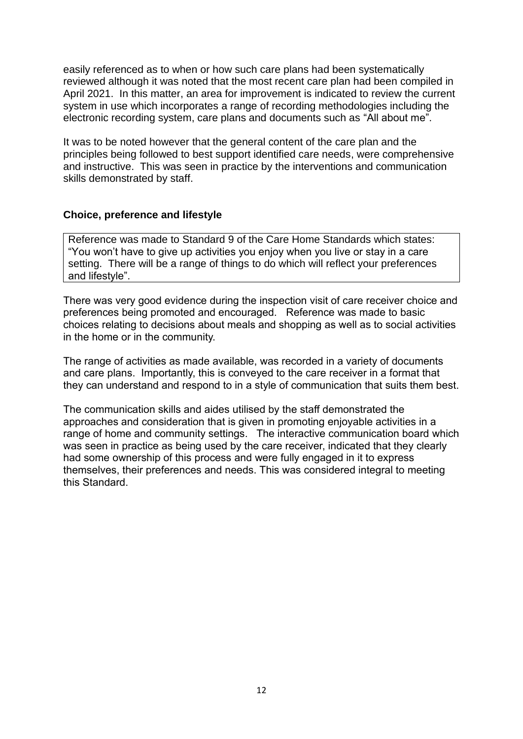easily referenced as to when or how such care plans had been systematically reviewed although it was noted that the most recent care plan had been compiled in April 2021. In this matter, an area for improvement is indicated to review the current system in use which incorporates a range of recording methodologies including the electronic recording system, care plans and documents such as "All about me".

It was to be noted however that the general content of the care plan and the principles being followed to best support identified care needs, were comprehensive and instructive. This was seen in practice by the interventions and communication skills demonstrated by staff.

**Choice, preference and lifestyle**

| Reference was made to Standard 9 of the Care Home Standards which states: "You won't have to give up activities you enjoy when you live or stay in a care setting. There will be a range of things to do which will reflect your preferences and lifestyle". |
|---|

There was very good evidence during the inspection visit of care receiver choice and preferences being promoted and encouraged. Reference was made to basic choices relating to decisions about meals and shopping as well as to social activities in the home or in the community.

The range of activities as made available, was recorded in a variety of documents and care plans. Importantly, this is conveyed to the care receiver in a format that they can understand and respond to in a style of communication that suits them best.

The communication skills and aides utilised by the staff demonstrated the approaches and consideration that is given in promoting enjoyable activities in a range of home and community settings. The interactive communication board which was seen in practice as being used by the care receiver, indicated that they clearly had some ownership of this process and were fully engaged in it to express themselves, their preferences and needs. This was considered integral to meeting this Standard.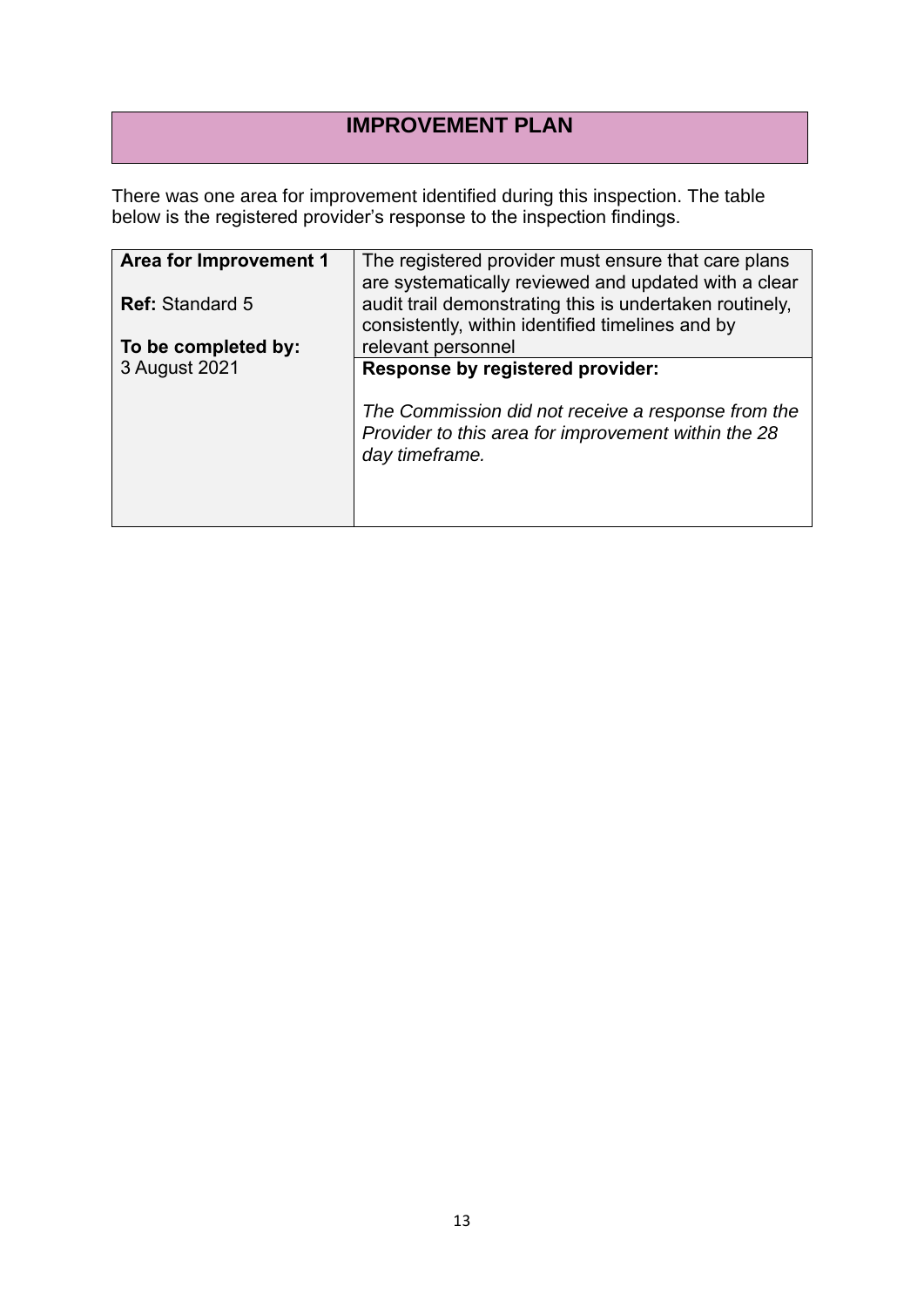# IMPROVEMENT PLAN

There was one area for improvement identified during this inspection. The table below is the registered provider's response to the inspection findings.

| | |
|---|---|
| **Area for Improvement 1**<br><br>**Ref:** Standard 5<br><br>**To be completed by:**<br>3 August 2021 | The registered provider must ensure that care plans are systematically reviewed and updated with a clear audit trail demonstrating this is undertaken routinely, consistently, within identified timelines and by relevant personnel |
| | **Response by registered provider:**<br><br>*The Commission did not receive a response from the Provider to this area for improvement within the 28 day timeframe.* |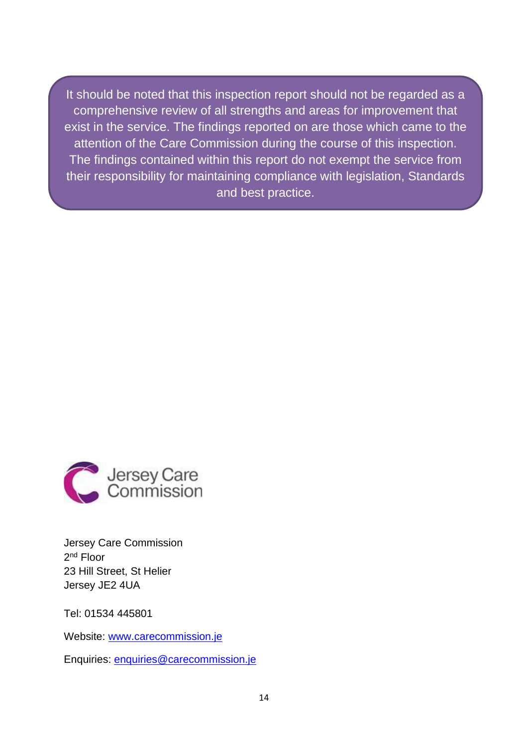It should be noted that this inspection report should not be regarded as a comprehensive review of all strengths and areas for improvement that exist in the service. The findings reported on are those which came to the attention of the Care Commission during the course of this inspection. The findings contained within this report do not exempt the service from their responsibility for maintaining compliance with legislation, Standards and best practice.

Jersey Care Commission

Jersey Care Commission
2nd Floor
23 Hill Street, St Helier
Jersey JE2 4UA

Tel: 01534 445801

Website: [www.carecommission.je](http://www.carecommission.je)

Enquiries: [enquiries@carecommission.je](mailto:enquiries@carecommission.je)